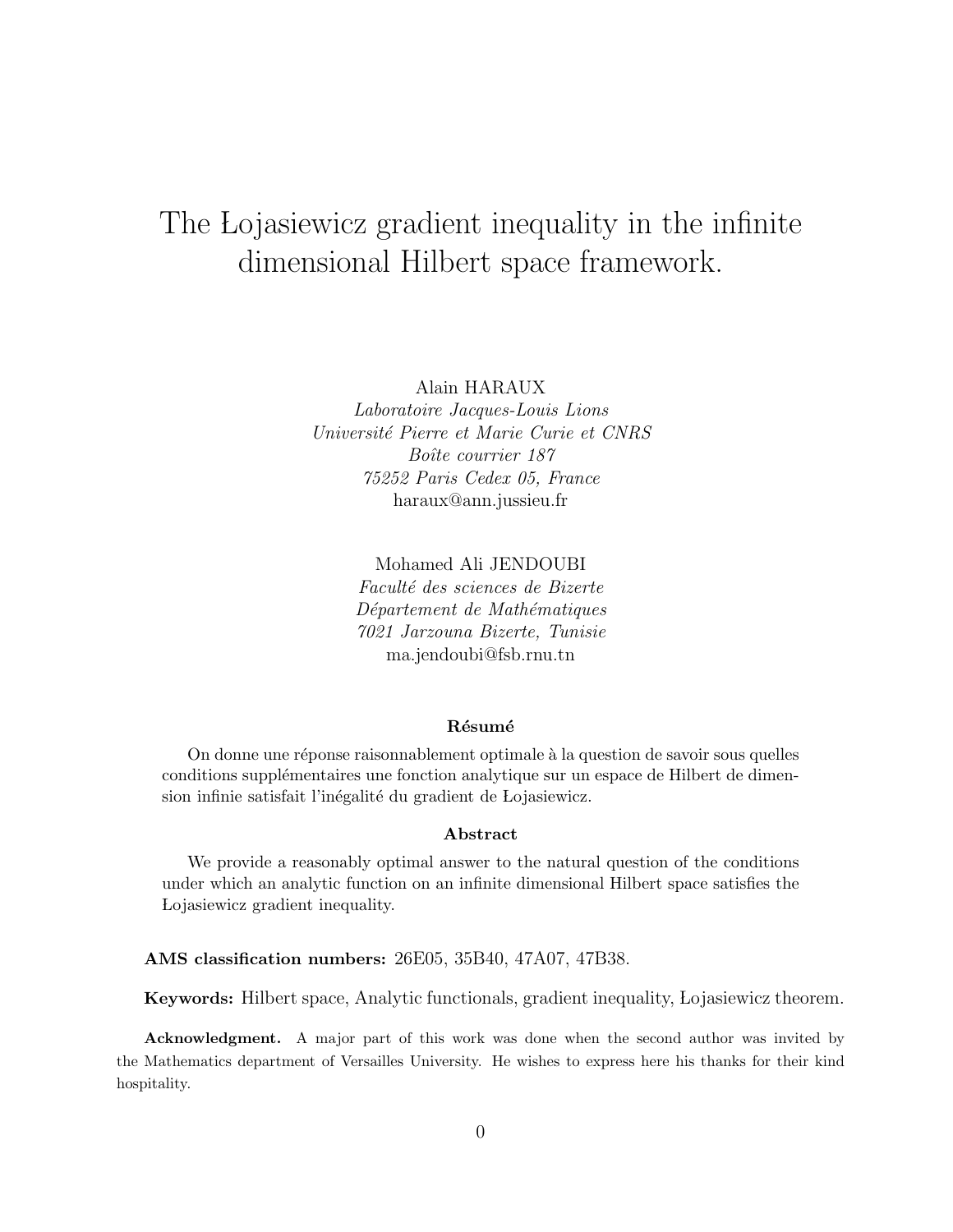# The Łojasiewicz gradient inequality in the infinite dimensional Hilbert space framework.

Alain HARAUX
*Laboratoire Jacques-Louis Lions*
*Université Pierre et Marie Curie et CNRS*
*Boîte courrier 187*
*75252 Paris Cedex 05, France*
haraux@ann.jussieu.fr

Mohamed Ali JENDOUBI
*Faculté des sciences de Bizerte*
*Département de Mathématiques*
*7021 Jarzouna Bizerte, Tunisie*
ma.jendoubi@fsb.rnu.tn

### Résumé

On donne une réponse raisonnablement optimale à la question de savoir sous quelles conditions supplémentaires une fonction analytique sur un espace de Hilbert de dimension infinie satisfait l'inégalité du gradient de Łojasiewicz.

### Abstract

We provide a reasonably optimal answer to the natural question of the conditions under which an analytic function on an infinite dimensional Hilbert space satisfies the Łojasiewicz gradient inequality.

**AMS classification numbers:** 26E05, 35B40, 47A07, 47B38.

**Keywords:** Hilbert space, Analytic functionals, gradient inequality, Łojasiewicz theorem.

**Acknowledgment.** A major part of this work was done when the second author was invited by the Mathematics department of Versailles University. He wishes to express here his thanks for their kind hospitality.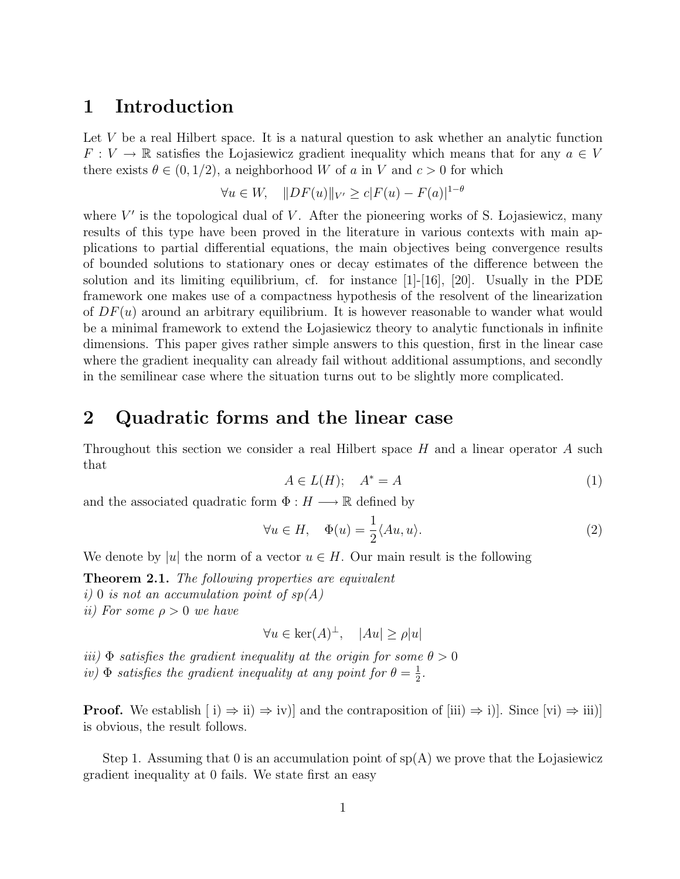# 1 Introduction

Let $V$ be a real Hilbert space. It is a natural question to ask whether an analytic function $F : V \to \mathbb{R}$ satisfies the Łojasiewicz gradient inequality which means that for any $a \in V$ there exists $\theta \in (0, 1/2)$, a neighborhood $W$ of $a$ in $V$ and $c > 0$ for which

$$\forall u \in W, \quad \|DF(u)\|_{V'} \geq c|F(u) - F(a)|^{1-\theta}$$

where $V'$ is the topological dual of $V$. After the pioneering works of S. Łojasiewicz, many results of this type have been proved in the literature in various contexts with main applications to partial differential equations, the main objectives being convergence results of bounded solutions to stationary ones or decay estimates of the difference between the solution and its limiting equilibrium, cf. for instance [1]-[16], [20]. Usually in the PDE framework one makes use of a compactness hypothesis of the resolvent of the linearization of $DF(u)$ around an arbitrary equilibrium. It is however reasonable to wander what would be a minimal framework to extend the Łojasiewicz theory to analytic functionals in infinite dimensions. This paper gives rather simple answers to this question, first in the linear case where the gradient inequality can already fail without additional assumptions, and secondly in the semilinear case where the situation turns out to be slightly more complicated.

# 2 Quadratic forms and the linear case

Throughout this section we consider a real Hilbert space $H$ and a linear operator $A$ such that

$$A \in L(H); \quad A^* = A \tag{1}$$

and the associated quadratic form $\Phi : H \longrightarrow \mathbb{R}$ defined by

$$\forall u \in H, \quad \Phi(u) = \frac{1}{2}\langle Au, u\rangle. \tag{2}$$

We denote by $|u|$ the norm of a vector $u \in H$. Our main result is the following

**Theorem 2.1.** *The following properties are equivalent*
*i) 0 is not an accumulation point of sp(A)*
*ii) For some $\rho > 0$ we have*

$$\forall u \in \ker(A)^{\perp}, \quad |Au| \geq \rho|u|$$

*iii) $\Phi$ satisfies the gradient inequality at the origin for some $\theta > 0$*
*iv) $\Phi$ satisfies the gradient inequality at any point for $\theta = \frac{1}{2}$.*

**Proof.** We establish [ i) ⇒ ii) ⇒ iv)] and the contraposition of [iii) ⇒ i)]. Since [vi) ⇒ iii)] is obvious, the result follows.

Step 1. Assuming that 0 is an accumulation point of sp(A) we prove that the Łojasiewicz gradient inequality at 0 fails. We state first an easy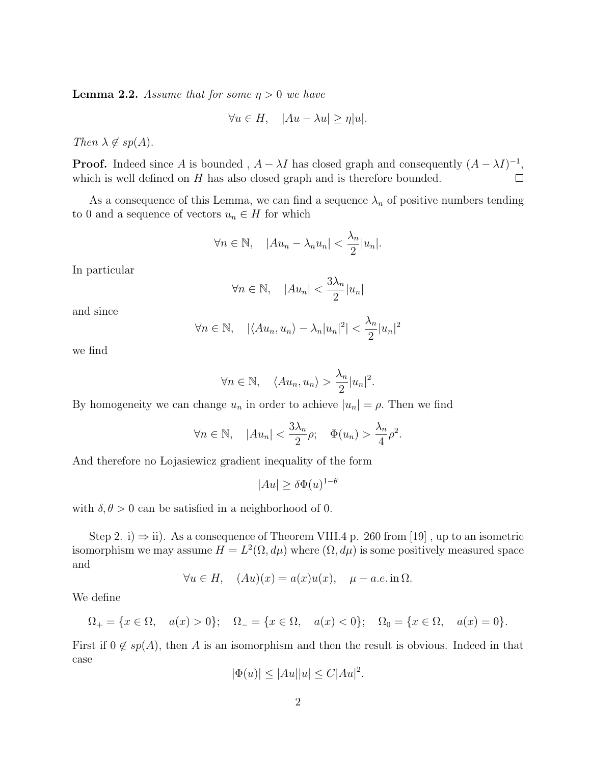**Lemma 2.2.** *Assume that for some $\eta > 0$ we have*

$$\forall u \in H, \quad |Au - \lambda u| \geq \eta |u|.$$

*Then $\lambda \notin sp(A)$.*

**Proof.** Indeed since $A$ is bounded , $A - \lambda I$ has closed graph and consequently $(A - \lambda I)^{-1}$, which is well defined on $H$ has also closed graph and is therefore bounded. $\square$

As a consequence of this Lemma, we can find a sequence $\lambda_n$ of positive numbers tending to 0 and a sequence of vectors $u_n \in H$ for which

$$\forall n \in \mathbb{N}, \quad |Au_n - \lambda_n u_n| < \frac{\lambda_n}{2} |u_n|.$$

In particular

$$\forall n \in \mathbb{N}, \quad |Au_n| < \frac{3\lambda_n}{2} |u_n|$$

and since

$$\forall n \in \mathbb{N}, \quad |\langle Au_n, u_n \rangle - \lambda_n |u_n|^2| < \frac{\lambda_n}{2} |u_n|^2$$

we find

$$\forall n \in \mathbb{N}, \quad \langle Au_n, u_n \rangle > \frac{\lambda_n}{2} |u_n|^2.$$

By homogeneity we can change $u_n$ in order to achieve $|u_n| = \rho$. Then we find

$$\forall n \in \mathbb{N}, \quad |Au_n| < \frac{3\lambda_n}{2} \rho; \quad \Phi(u_n) > \frac{\lambda_n}{4} \rho^2.$$

And therefore no Łojasiewicz gradient inequality of the form

$$|Au| \geq \delta \Phi(u)^{1-\theta}$$

with $\delta, \theta > 0$ can be satisfied in a neighborhood of 0.

Step 2. i) $\Rightarrow$ ii). As a consequence of Theorem VIII.4 p. 260 from [19] , up to an isometric isomorphism we may assume $H = L^2(\Omega, d\mu)$ where $(\Omega, d\mu)$ is some positively measured space and

$$\forall u \in H, \quad (Au)(x) = a(x)u(x), \quad \mu - a.e. \text{ in } \Omega.$$

We define

$$\Omega_+ = \{x \in \Omega, \quad a(x) > 0\}; \quad \Omega_- = \{x \in \Omega, \quad a(x) < 0\}; \quad \Omega_0 = \{x \in \Omega, \quad a(x) = 0\}.$$

First if $0 \notin sp(A)$, then $A$ is an isomorphism and then the result is obvious. Indeed in that case

$$|\Phi(u)| \leq |Au||u| \leq C|Au|^2.$$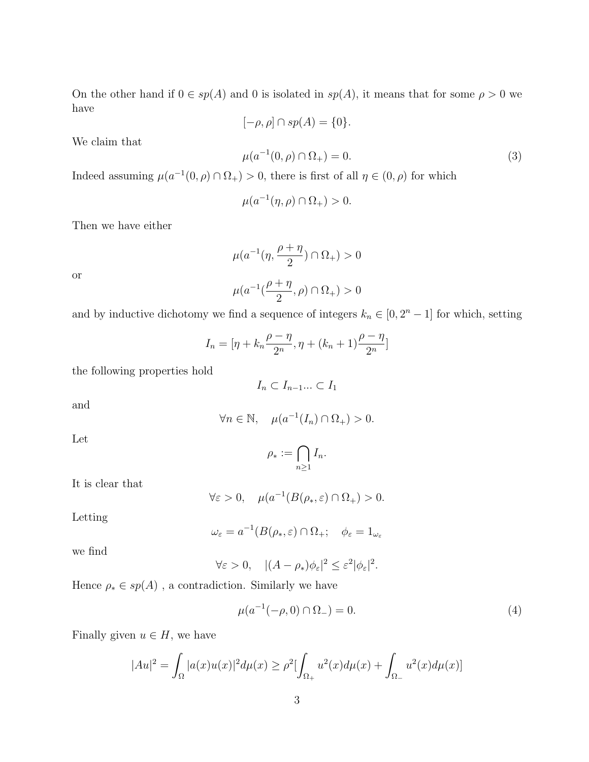On the other hand if $0 \in sp(A)$ and 0 is isolated in $sp(A)$, it means that for some $\rho > 0$ we have

$$[-\rho, \rho] \cap sp(A) = \{0\}.$$

We claim that

$$\mu(a^{-1}(0, \rho) \cap \Omega_+) = 0. \tag{3}$$

Indeed assuming $\mu(a^{-1}(0, \rho) \cap \Omega_+) > 0$, there is first of all $\eta \in (0, \rho)$ for which

$$\mu(a^{-1}(\eta, \rho) \cap \Omega_+) > 0.$$

Then we have either

$$\mu(a^{-1}(\eta, \frac{\rho + \eta}{2}) \cap \Omega_+) > 0$$

or

$$\mu(a^{-1}(\frac{\rho + \eta}{2}, \rho) \cap \Omega_+) > 0$$

and by inductive dichotomy we find a sequence of integers $k_n \in [0, 2^n - 1]$ for which, setting

$$I_n = [\eta + k_n \frac{\rho - \eta}{2^n}, \eta + (k_n + 1)\frac{\rho - \eta}{2^n}]$$

the following properties hold

$$I_n \subset I_{n-1} ... \subset I_1$$

and

$$\forall n \in \mathbb{N}, \quad \mu(a^{-1}(I_n) \cap \Omega_+) > 0.$$

Let

$$\rho_* := \bigcap_{n \geq 1} I_n.$$

It is clear that

$$\forall \varepsilon > 0, \quad \mu(a^{-1}(B(\rho_*, \varepsilon) \cap \Omega_+) > 0.$$

Letting

$$\omega_\varepsilon = a^{-1}(B(\rho_*, \varepsilon) \cap \Omega_+; \quad \phi_\varepsilon = 1_{\omega_\varepsilon}$$

we find

$$\forall \varepsilon > 0, \quad |(A - \rho_*)\phi_\varepsilon|^2 \leq \varepsilon^2 |\phi_\varepsilon|^2.$$

Hence $\rho_* \in sp(A)$ , a contradiction. Similarly we have

$$\mu(a^{-1}(-\rho, 0) \cap \Omega_-) = 0. \tag{4}$$

Finally given $u \in H$, we have

$$|Au|^2 = \int_\Omega |a(x)u(x)|^2 d\mu(x) \geq \rho^2 [\int_{\Omega_+} u^2(x) d\mu(x) + \int_{\Omega_-} u^2(x) d\mu(x)]$$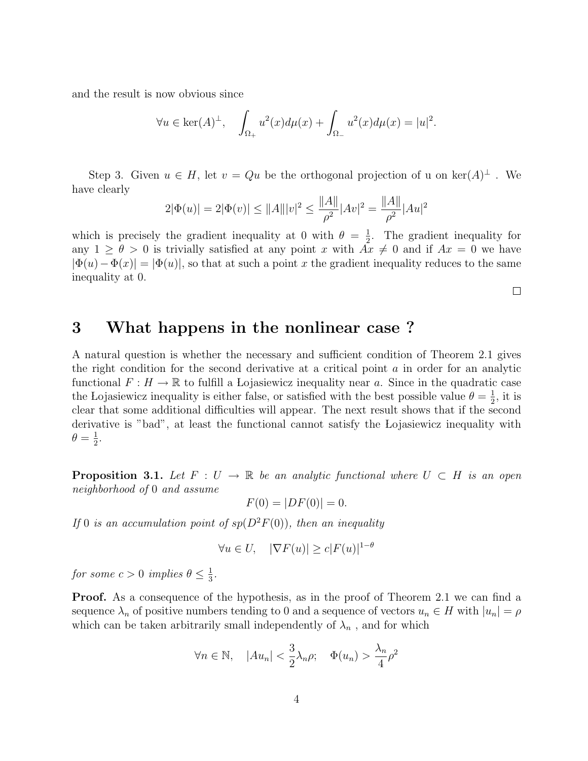and the result is now obvious since

$$\forall u \in \ker(A)^{\perp}, \quad \int_{\Omega_+} u^2(x)d\mu(x) + \int_{\Omega_-} u^2(x)d\mu(x) = |u|^2.$$

Step 3. Given $u \in H$, let $v = Qu$ be the orthogonal projection of u on $\ker(A)^{\perp}$ . We have clearly

$$2|\Phi(u)| = 2|\Phi(v)| \leq \|A\||v|^2 \leq \frac{\|A\|}{\rho^2}|Av|^2 = \frac{\|A\|}{\rho^2}|Au|^2$$

which is precisely the gradient inequality at 0 with $\theta = \frac{1}{2}$. The gradient inequality for any $1 \geq \theta > 0$ is trivially satisfied at any point $x$ with $Ax \neq 0$ and if $Ax = 0$ we have $|\Phi(u) - \Phi(x)| = |\Phi(u)|$, so that at such a point $x$ the gradient inequality reduces to the same inequality at 0.

□

## 3 What happens in the nonlinear case ?

A natural question is whether the necessary and sufficient condition of Theorem 2.1 gives the right condition for the second derivative at a critical point $a$ in order for an analytic functional $F : H \to \mathbb{R}$ to fulfill a Łojasiewicz inequality near $a$. Since in the quadratic case the Łojasiewicz inequality is either false, or satisfied with the best possible value $\theta = \frac{1}{2}$, it is clear that some additional difficulties will appear. The next result shows that if the second derivative is "bad", at least the functional cannot satisfy the Łojasiewicz inequality with $\theta = \frac{1}{2}$.

**Proposition 3.1.** *Let $F : U \to \mathbb{R}$ be an analytic functional where $U \subset H$ is an open neighborhood of 0 and assume*

$$F(0) = |DF(0)| = 0.$$

*If 0 is an accumulation point of $sp(D^2F(0))$, then an inequality*

$$\forall u \in U, \quad |\nabla F(u)| \geq c|F(u)|^{1-\theta}$$

*for some $c > 0$ implies $\theta \leq \frac{1}{3}$.*

**Proof.** As a consequence of the hypothesis, as in the proof of Theorem 2.1 we can find a sequence $\lambda_n$ of positive numbers tending to 0 and a sequence of vectors $u_n \in H$ with $|u_n| = \rho$ which can be taken arbitrarily small independently of $\lambda_n$ , and for which

$$\forall n \in \mathbb{N}, \quad |Au_n| < \frac{3}{2}\lambda_n\rho; \quad \Phi(u_n) > \frac{\lambda_n}{4}\rho^2$$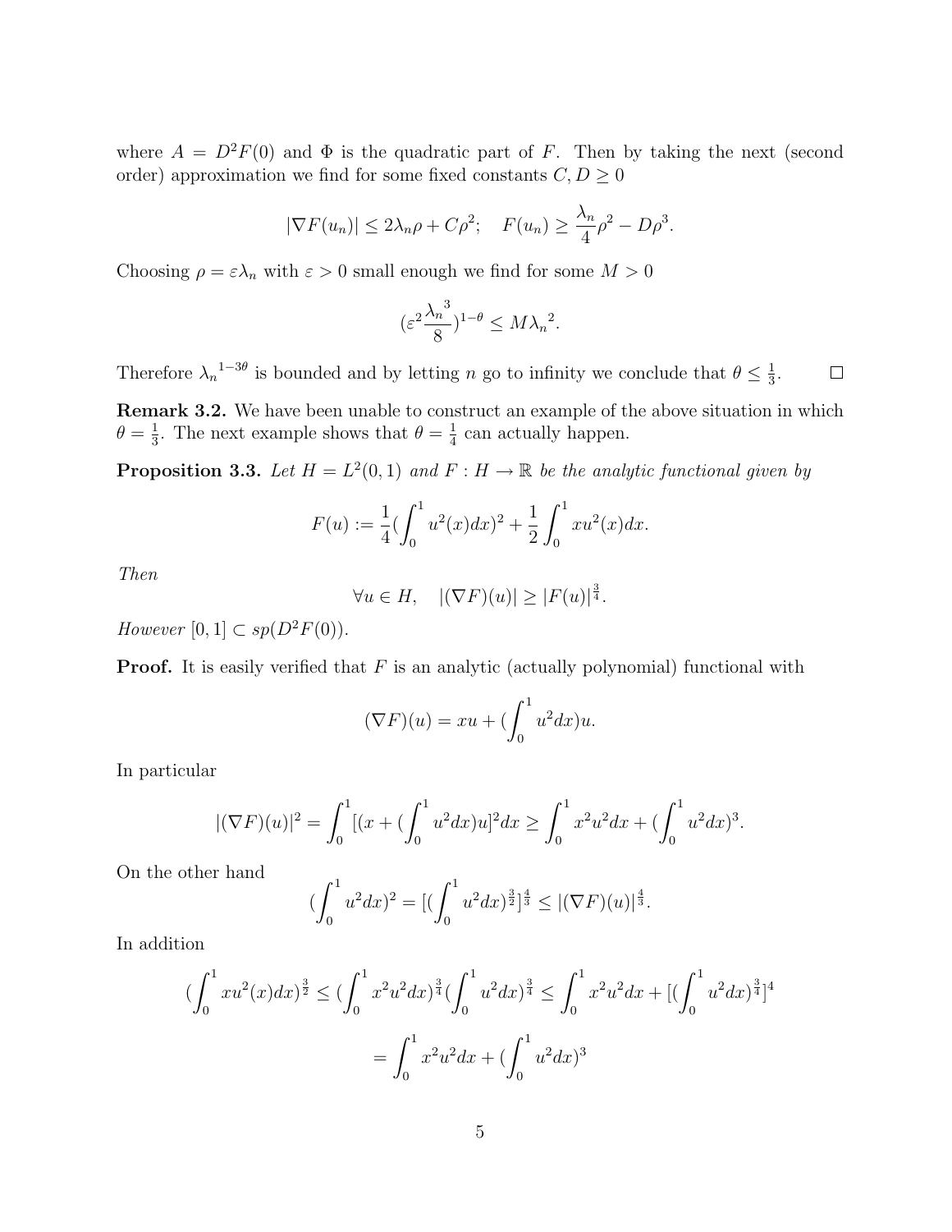where $A = D^2F(0)$ and $\Phi$ is the quadratic part of $F$. Then by taking the next (second order) approximation we find for some fixed constants $C, D \geq 0$

$$|\nabla F(u_n)| \leq 2\lambda_n \rho + C\rho^2; \quad F(u_n) \geq \frac{\lambda_n}{4}\rho^2 - D\rho^3.$$

Choosing $\rho = \varepsilon\lambda_n$ with $\varepsilon > 0$ small enough we find for some $M > 0$

$$(\varepsilon^2 \frac{{\lambda_n}^3}{8})^{1-\theta} \leq M{\lambda_n}^2.$$

Therefore ${\lambda_n}^{1-3\theta}$ is bounded and by letting $n$ go to infinity we conclude that $\theta \leq \frac{1}{3}$. $\square$

**Remark 3.2.** We have been unable to construct an example of the above situation in which $\theta = \frac{1}{3}$. The next example shows that $\theta = \frac{1}{4}$ can actually happen.

**Proposition 3.3.** *Let $H = L^2(0,1)$ and $F : H \to \mathbb{R}$ be the analytic functional given by*

$$F(u) := \frac{1}{4}(\int_0^1 u^2(x)dx)^2 + \frac{1}{2}\int_0^1 xu^2(x)dx.$$

*Then*

$$\forall u \in H, \quad |(\nabla F)(u)| \geq |F(u)|^{\frac{3}{4}}.$$

*However $[0,1] \subset sp(D^2F(0))$.*

**Proof.** It is easily verified that $F$ is an analytic (actually polynomial) functional with

$$(\nabla F)(u) = xu + (\int_0^1 u^2 dx)u.$$

In particular

$$|(\nabla F)(u)|^2 = \int_0^1 [(x + (\int_0^1 u^2 dx)u]^2 dx \geq \int_0^1 x^2u^2 dx + (\int_0^1 u^2 dx)^3.$$

On the other hand

$$(\int_0^1 u^2 dx)^2 = [(\int_0^1 u^2 dx)^{\frac{3}{2}}]^{\frac{4}{3}} \leq |(\nabla F)(u)|^{\frac{4}{3}}.$$

In addition

$$(\int_0^1 xu^2(x)dx)^{\frac{3}{2}} \leq (\int_0^1 x^2u^2 dx)^{\frac{3}{4}}(\int_0^1 u^2 dx)^{\frac{3}{4}} \leq \int_0^1 x^2u^2 dx + [(\int_0^1 u^2 dx)^{\frac{3}{4}}]^4$$

$$= \int_0^1 x^2u^2 dx + (\int_0^1 u^2 dx)^3$$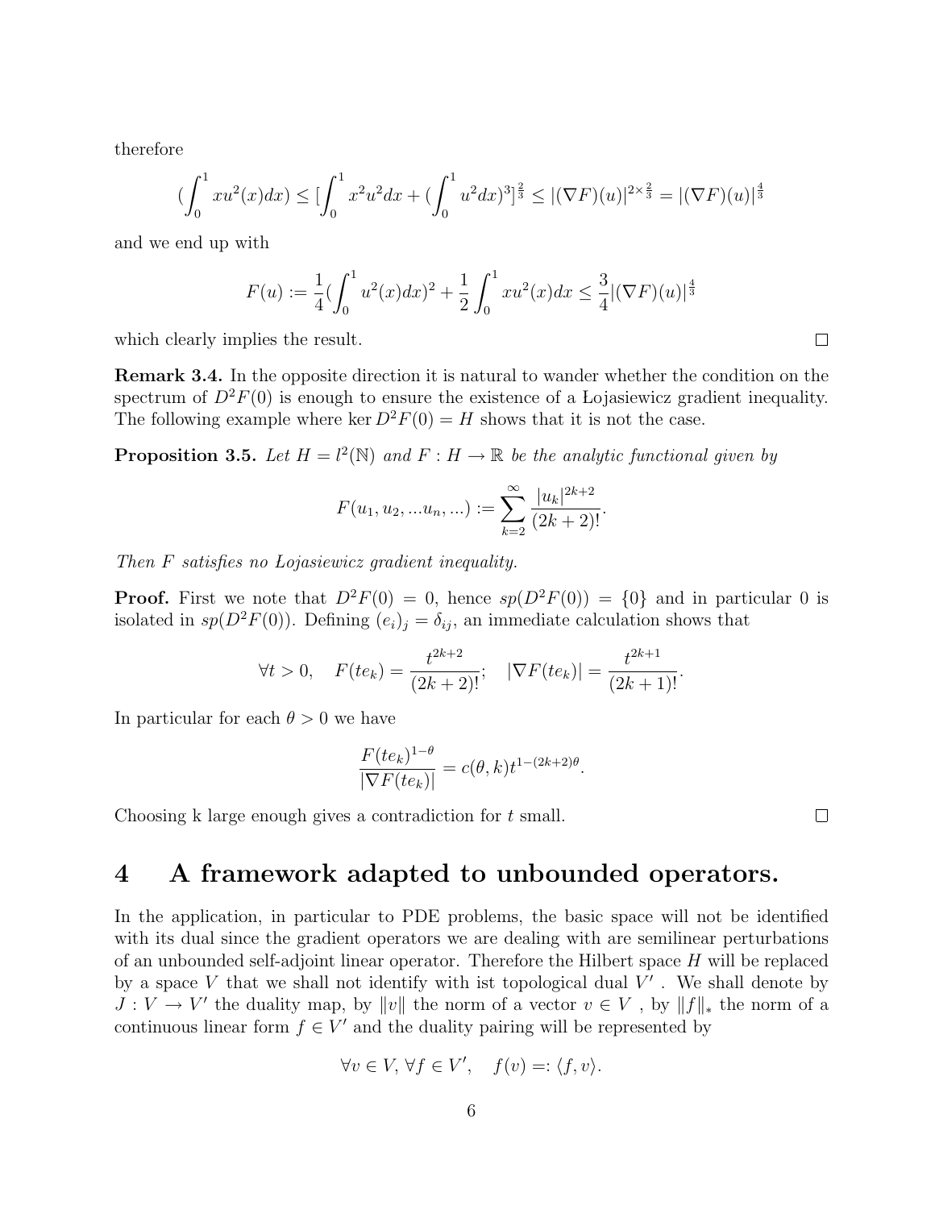therefore

$$(\int_0^1 xu^2(x)dx) \leq [\int_0^1 x^2u^2dx + (\int_0^1 u^2dx)^3]^{\frac{2}{3}} \leq |(\nabla F)(u)|^{2\times\frac{2}{3}} = |(\nabla F)(u)|^{\frac{4}{3}}$$

and we end up with

$$F(u) := \frac{1}{4}(\int_0^1 u^2(x)dx)^2 + \frac{1}{2}\int_0^1 xu^2(x)dx \leq \frac{3}{4}|(\nabla F)(u)|^{\frac{4}{3}}$$

which clearly implies the result. □

**Remark 3.4.** In the opposite direction it is natural to wander whether the condition on the spectrum of $D^2F(0)$ is enough to ensure the existence of a Łojasiewicz gradient inequality. The following example where $\ker D^2F(0) = H$ shows that it is not the case.

**Proposition 3.5.** *Let $H = l^2(\mathbb{N})$ and $F : H \to \mathbb{R}$ be the analytic functional given by*

$$F(u_1, u_2, ...u_n, ...) := \sum_{k=2}^{\infty} \frac{|u_k|^{2k+2}}{(2k+2)!}.$$

*Then $F$ satisfies no Łojasiewicz gradient inequality.*

**Proof.** First we note that $D^2F(0) = 0$, hence $sp(D^2F(0)) = \{0\}$ and in particular 0 is isolated in $sp(D^2F(0))$. Defining $(e_i)_j = \delta_{ij}$, an immediate calculation shows that

$$\forall t > 0, \quad F(te_k) = \frac{t^{2k+2}}{(2k+2)!}; \quad |\nabla F(te_k)| = \frac{t^{2k+1}}{(2k+1)!}.$$

In particular for each $\theta > 0$ we have

$$\frac{F(te_k)^{1-\theta}}{|\nabla F(te_k)|} = c(\theta, k)t^{1-(2k+2)\theta}.$$

Choosing k large enough gives a contradiction for $t$ small. □

# 4 A framework adapted to unbounded operators.

In the application, in particular to PDE problems, the basic space will not be identified with its dual since the gradient operators we are dealing with are semilinear perturbations of an unbounded self-adjoint linear operator. Therefore the Hilbert space $H$ will be replaced by a space $V$ that we shall not identify with ist topological dual $V'$ . We shall denote by $J : V \to V'$ the duality map, by $\|v\|$ the norm of a vector $v \in V$ , by $\|f\|_*$ the norm of a continuous linear form $f \in V'$ and the duality pairing will be represented by

$$\forall v \in V, \forall f \in V', \quad f(v) =: \langle f, v\rangle.$$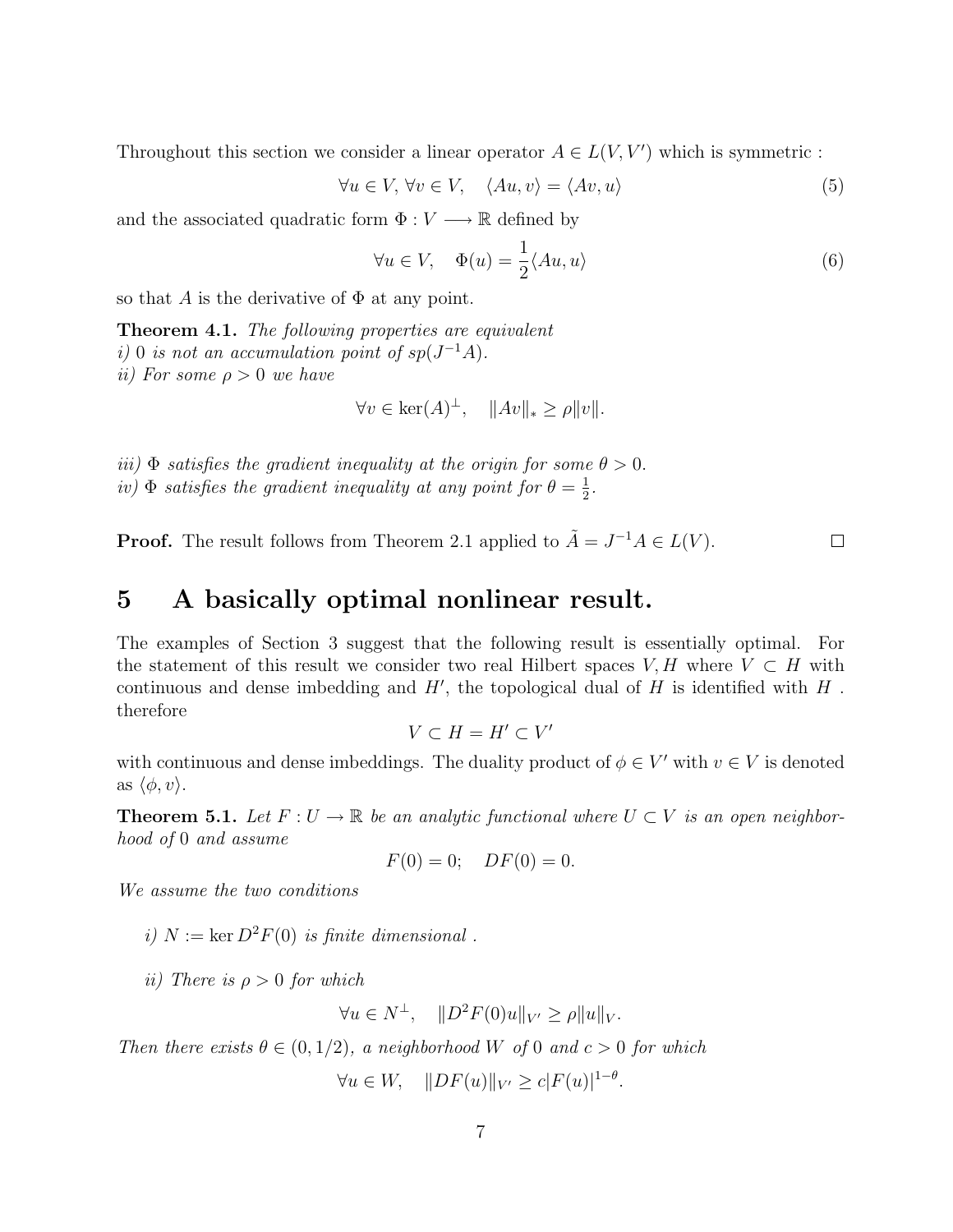Throughout this section we consider a linear operator $A \in L(V, V')$ which is symmetric :

$$\forall u \in V, \forall v \in V, \quad \langle Au, v \rangle = \langle Av, u \rangle \tag{5}$$

and the associated quadratic form $\Phi : V \longrightarrow \mathbb{R}$ defined by

$$\forall u \in V, \quad \Phi(u) = \frac{1}{2}\langle Au, u \rangle \tag{6}$$

so that $A$ is the derivative of $\Phi$ at any point.

**Theorem 4.1.** *The following properties are equivalent*
*i) 0 is not an accumulation point of $sp(J^{-1}A)$.*
*ii) For some $\rho > 0$ we have*

$$\forall v \in \ker(A)^{\perp}, \quad \|Av\|_* \geq \rho \|v\|.$$

*iii) $\Phi$ satisfies the gradient inequality at the origin for some $\theta > 0$.*
*iv) $\Phi$ satisfies the gradient inequality at any point for $\theta = \frac{1}{2}$.*

**Proof.** The result follows from Theorem 2.1 applied to $\tilde{A} = J^{-1}A \in L(V)$. $\square$

# 5 A basically optimal nonlinear result.

The examples of Section 3 suggest that the following result is essentially optimal. For the statement of this result we consider two real Hilbert spaces $V, H$ where $V \subset H$ with continuous and dense imbedding and $H'$, the topological dual of $H$ is identified with $H$ . therefore

$$V \subset H = H' \subset V'$$

with continuous and dense imbeddings. The duality product of $\phi \in V'$ with $v \in V$ is denoted as $\langle \phi, v \rangle$.

**Theorem 5.1.** *Let $F : U \to \mathbb{R}$ be an analytic functional where $U \subset V$ is an open neighborhood of 0 and assume*

$$F(0) = 0; \quad DF(0) = 0.$$

*We assume the two conditions*

- *i) $N := \ker D^2F(0)$ is finite dimensional .*

- *ii) There is $\rho > 0$ for which*

$$\forall u \in N^{\perp}, \quad \|D^2F(0)u\|_{V'} \geq \rho \|u\|_V.$$

*Then there exists $\theta \in (0, 1/2)$, a neighborhood $W$ of 0 and $c > 0$ for which*

$$\forall u \in W, \quad \|DF(u)\|_{V'} \geq c|F(u)|^{1-\theta}.$$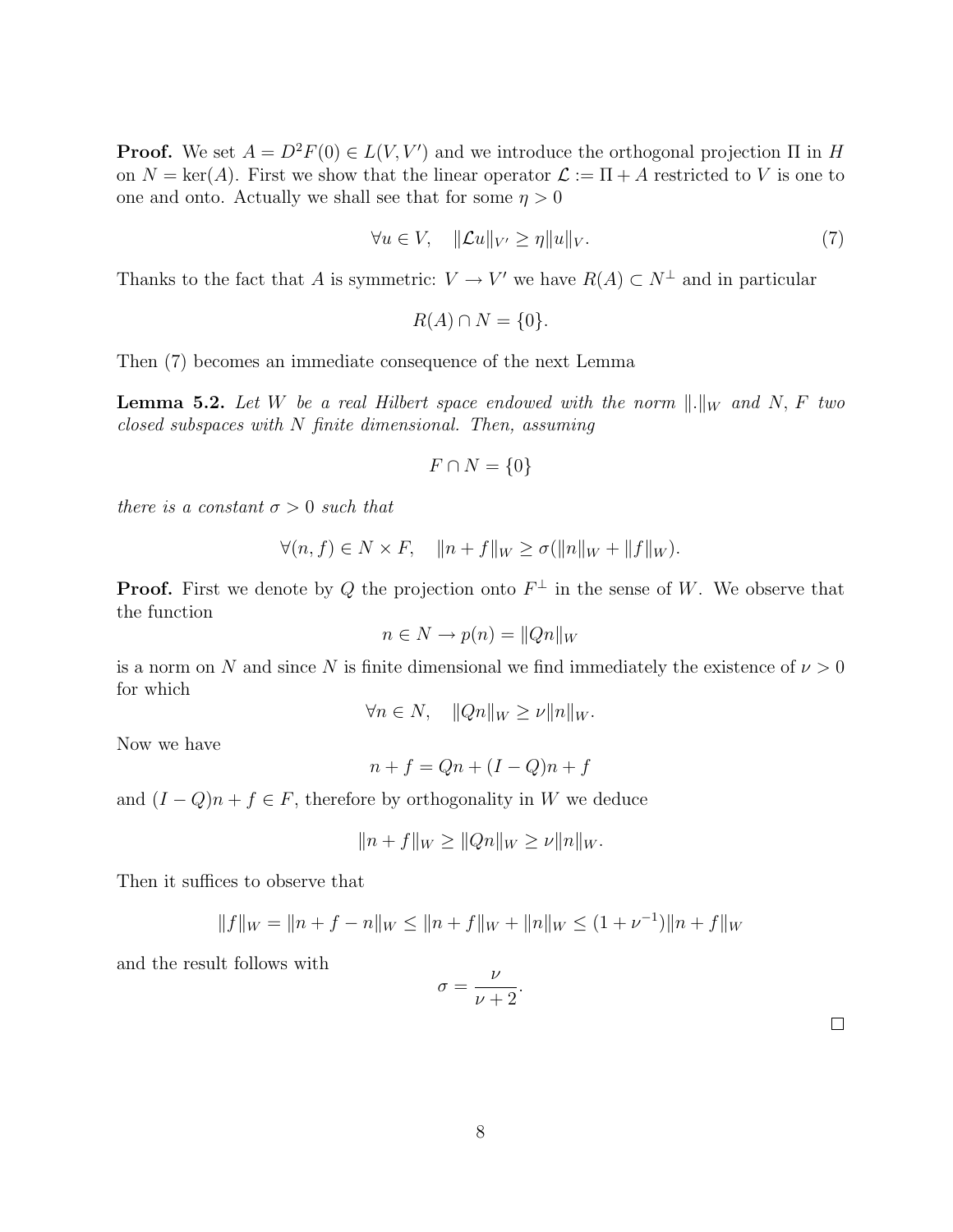**Proof.** We set $A = D^2F(0) \in L(V, V')$ and we introduce the orthogonal projection $\Pi$ in $H$ on $N = \ker(A)$. First we show that the linear operator $\mathcal{L} := \Pi + A$ restricted to $V$ is one to one and onto. Actually we shall see that for some $\eta > 0$

$$\forall u \in V, \quad \|\mathcal{L}u\|_{V'} \geq \eta \|u\|_V. \tag{7}$$

Thanks to the fact that $A$ is symmetric: $V \to V'$ we have $R(A) \subset N^\perp$ and in particular

$$R(A) \cap N = \{0\}.$$

Then (7) becomes an immediate consequence of the next Lemma

**Lemma 5.2.** *Let $W$ be a real Hilbert space endowed with the norm $\|.\|_W$ and $N$, $F$ two closed subspaces with $N$ finite dimensional. Then, assuming*

$$F \cap N = \{0\}$$

*there is a constant $\sigma > 0$ such that*

$$\forall (n, f) \in N \times F, \quad \|n + f\|_W \geq \sigma(\|n\|_W + \|f\|_W).$$

**Proof.** First we denote by $Q$ the projection onto $F^\perp$ in the sense of $W$. We observe that the function

$$n \in N \to p(n) = \|Qn\|_W$$

is a norm on $N$ and since $N$ is finite dimensional we find immediately the existence of $\nu > 0$ for which

$$\forall n \in N, \quad \|Qn\|_W \geq \nu \|n\|_W.$$

Now we have

$$n + f = Qn + (I - Q)n + f$$

and $(I - Q)n + f \in F$, therefore by orthogonality in $W$ we deduce

$$\|n + f\|_W \geq \|Qn\|_W \geq \nu \|n\|_W.$$

Then it suffices to observe that

$$\|f\|_W = \|n + f - n\|_W \leq \|n + f\|_W + \|n\|_W \leq (1 + \nu^{-1})\|n + f\|_W$$

and the result follows with

$$\sigma = \frac{\nu}{\nu + 2}.$$

$\square$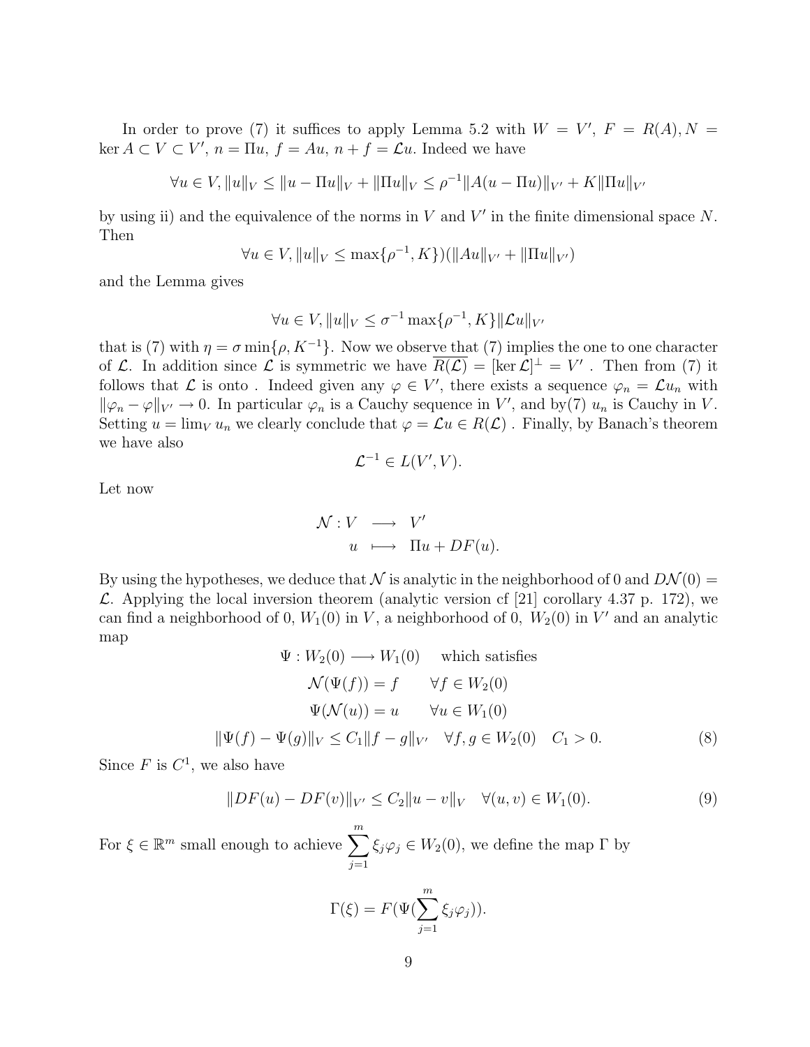In order to prove (7) it suffices to apply Lemma 5.2 with $W = V'$, $F = R(A), N = \ker A \subset V \subset V'$, $n = \Pi u$, $f = Au$, $n + f = \mathcal{L}u$. Indeed we have

$$\forall u \in V, \|u\|_V \leq \|u - \Pi u\|_V + \|\Pi u\|_V \leq \rho^{-1}\|A(u - \Pi u)\|_{V'} + K\|\Pi u\|_{V'}$$

by using ii) and the equivalence of the norms in $V$ and $V'$ in the finite dimensional space $N$. Then

$$\forall u \in V, \|u\|_V \leq \max\{\rho^{-1}, K\})(\|Au\|_{V'} + \|\Pi u\|_{V'})$$

and the Lemma gives

$$\forall u \in V, \|u\|_V \leq \sigma^{-1} \max\{\rho^{-1}, K\}\|\mathcal{L}u\|_{V'}$$

that is (7) with $\eta = \sigma \min\{\rho, K^{-1}\}$. Now we observe that (7) implies the one to one character of $\mathcal{L}$. In addition since $\mathcal{L}$ is symmetric we have $\overline{R(\mathcal{L})} = [\ker \mathcal{L}]^\perp = V'$ . Then from (7) it follows that $\mathcal{L}$ is onto . Indeed given any $\varphi \in V'$, there exists a sequence $\varphi_n = \mathcal{L}u_n$ with $\|\varphi_n - \varphi\|_{V'} \to 0$. In particular $\varphi_n$ is a Cauchy sequence in $V'$, and by(7) $u_n$ is Cauchy in $V$. Setting $u = \lim_V u_n$ we clearly conclude that $\varphi = \mathcal{L}u \in R(\mathcal{L})$ . Finally, by Banach's theorem we have also

$$\mathcal{L}^{-1} \in L(V', V).$$

Let now

$$\begin{aligned} \mathcal{N} : V &\longrightarrow V' \\ u &\longmapsto \Pi u + DF(u). \end{aligned}$$

By using the hypotheses, we deduce that $\mathcal{N}$ is analytic in the neighborhood of 0 and $D\mathcal{N}(0) = \mathcal{L}$. Applying the local inversion theorem (analytic version cf [21] corollary 4.37 p. 172), we can find a neighborhood of 0, $W_1(0)$ in $V$, a neighborhood of 0, $W_2(0)$ in $V'$ and an analytic map

$$\Psi : W_2(0) \longrightarrow W_1(0) \quad \text{which satisfies}$$

$$\mathcal{N}(\Psi(f)) = f \qquad \forall f \in W_2(0)$$

$$\Psi(\mathcal{N}(u)) = u \qquad \forall u \in W_1(0)$$

$$\|\Psi(f) - \Psi(g)\|_V \leq C_1\|f - g\|_{V'} \quad \forall f, g \in W_2(0) \quad C_1 > 0. \tag{8}$$

Since $F$ is $C^1$, we also have

$$\|DF(u) - DF(v)\|_{V'} \leq C_2\|u - v\|_V \quad \forall (u, v) \in W_1(0). \tag{9}$$

For $\xi \in \mathbb{R}^m$ small enough to achieve $\sum_{j=1}^{m} \xi_j \varphi_j \in W_2(0)$, we define the map $\Gamma$ by

$$\Gamma(\xi) = F(\Psi(\sum_{j=1}^{m} \xi_j \varphi_j)).$$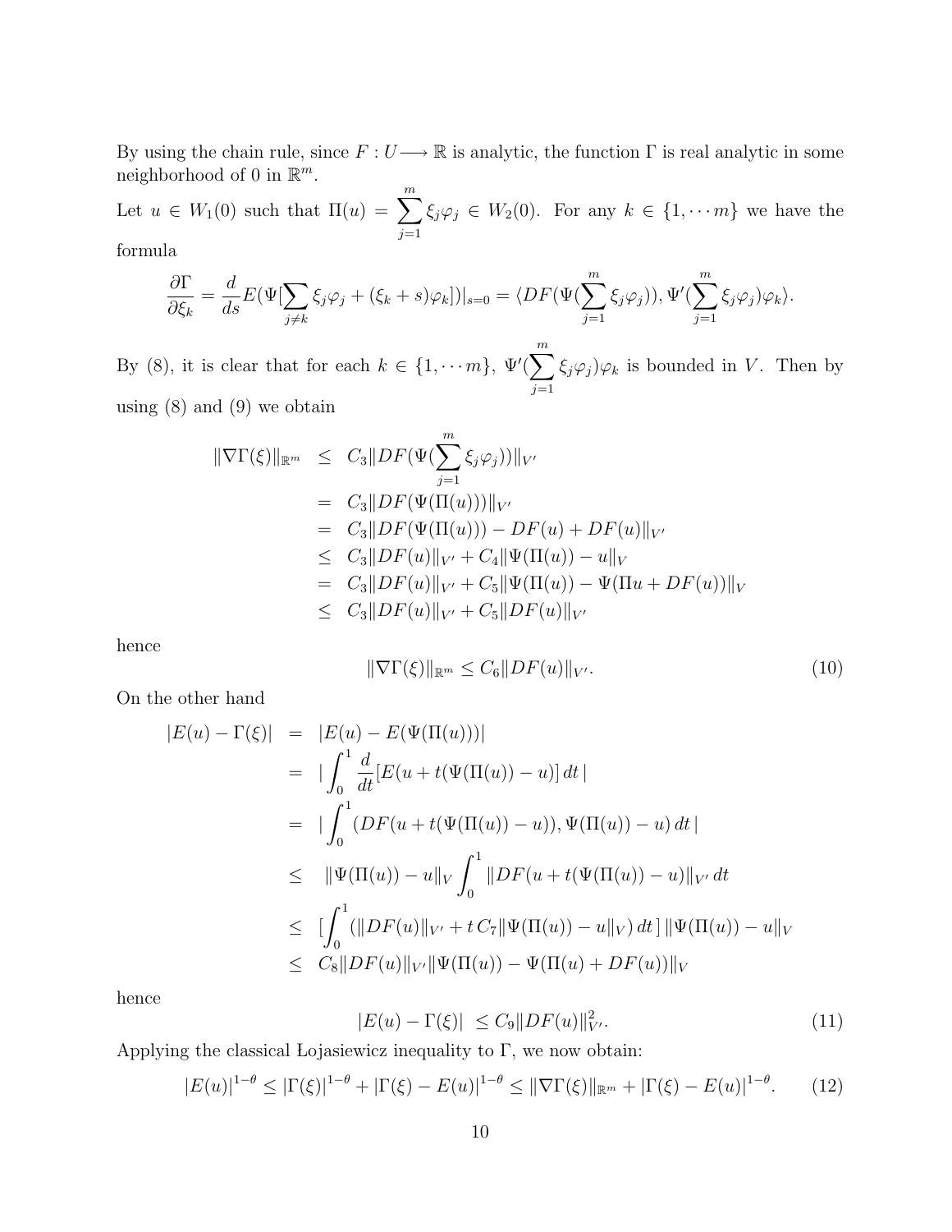By using the chain rule, since $F : U \longrightarrow \mathbb{R}$ is analytic, the function $\Gamma$ is real analytic in some neighborhood of 0 in $\mathbb{R}^m$.

Let $u \in W_1(0)$ such that $\Pi(u) = \sum_{j=1}^{m} \xi_j \varphi_j \in W_2(0)$. For any $k \in \{1, \cdots m\}$ we have the formula

$$\frac{\partial \Gamma}{\partial \xi_k} = \frac{d}{ds} E(\Psi[\sum_{j \neq k} \xi_j \varphi_j + (\xi_k + s)\varphi_k])|_{s=0} = \langle DF(\Psi(\sum_{j=1}^{m} \xi_j \varphi_j)), \Psi'(\sum_{j=1}^{m} \xi_j \varphi_j)\varphi_k \rangle.$$

By (8), it is clear that for each $k \in \{1, \cdots m\}$, $\Psi'(\sum_{j=1}^{m} \xi_j \varphi_j)\varphi_k$ is bounded in $V$. Then by using (8) and (9) we obtain

$$\begin{aligned}
\|\nabla \Gamma(\xi)\|_{\mathbb{R}^m} &\leq C_3 \|DF(\Psi(\sum_{j=1}^{m} \xi_j \varphi_j))\|_{V'} \\
&= C_3 \|DF(\Psi(\Pi(u)))\|_{V'} \\
&= C_3 \|DF(\Psi(\Pi(u))) - DF(u) + DF(u)\|_{V'} \\
&\leq C_3 \|DF(u)\|_{V'} + C_4 \|\Psi(\Pi(u)) - u\|_V \\
&= C_3 \|DF(u)\|_{V'} + C_5 \|\Psi(\Pi(u)) - \Psi(\Pi u + DF(u))\|_V \\
&\leq C_3 \|DF(u)\|_{V'} + C_5 \|DF(u)\|_{V'}
\end{aligned}$$

hence

$$\|\nabla \Gamma(\xi)\|_{\mathbb{R}^m} \leq C_6 \|DF(u)\|_{V'}. \tag{10}$$

On the other hand

$$\begin{aligned}
|E(u) - \Gamma(\xi)| &= |E(u) - E(\Psi(\Pi(u)))| \\
&= |\int_0^1 \frac{d}{dt}[E(u + t(\Psi(\Pi(u)) - u)]\, dt\, | \\
&= |\int_0^1 (DF(u + t(\Psi(\Pi(u)) - u)), \Psi(\Pi(u)) - u)\, dt\, | \\
&\leq \|\Psi(\Pi(u)) - u\|_V \int_0^1 \|DF(u + t(\Psi(\Pi(u)) - u)\|_{V'}\, dt \\
&\leq [\int_0^1 (\|DF(u)\|_{V'} + t\, C_7 \|\Psi(\Pi(u)) - u\|_V)\, dt\,]\, \|\Psi(\Pi(u)) - u\|_V \\
&\leq C_8 \|DF(u)\|_{V'} \|\Psi(\Pi(u)) - \Psi(\Pi(u) + DF(u))\|_V
\end{aligned}$$

hence

$$|E(u) - \Gamma(\xi)| \leq C_9 \|DF(u)\|_{V'}^2. \tag{11}$$

Applying the classical Łojasiewicz inequality to $\Gamma$, we now obtain:

$$|E(u)|^{1-\theta} \leq |\Gamma(\xi)|^{1-\theta} + |\Gamma(\xi) - E(u)|^{1-\theta} \leq \|\nabla \Gamma(\xi)\|_{\mathbb{R}^m} + |\Gamma(\xi) - E(u)|^{1-\theta}. \tag{12}$$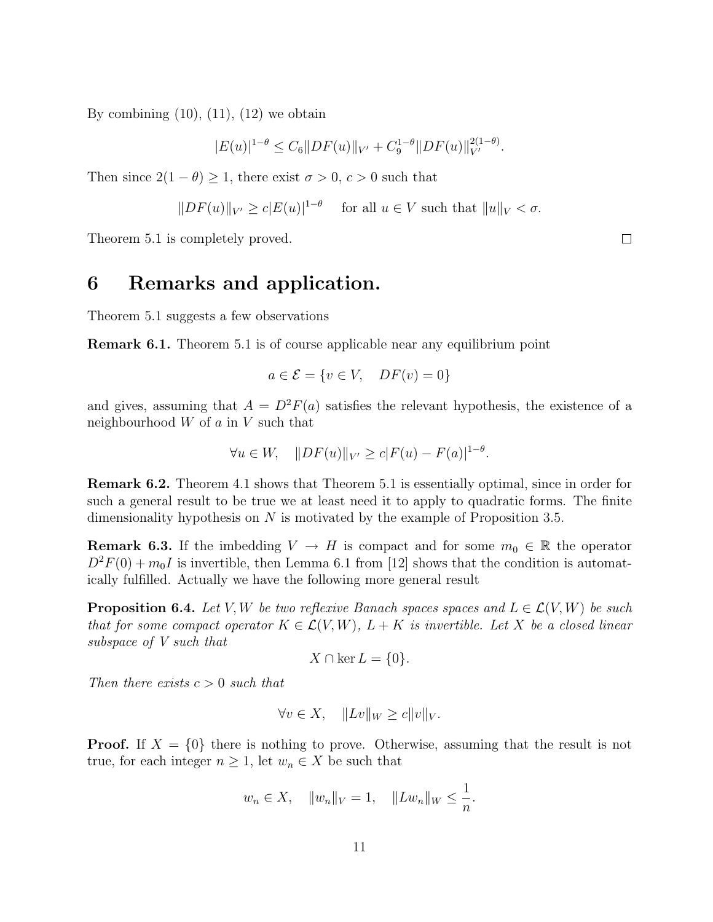By combining (10), (11), (12) we obtain

$$|E(u)|^{1-\theta} \leq C_6 \|DF(u)\|_{V'} + C_9^{1-\theta} \|DF(u)\|_{V'}^{2(1-\theta)}.$$

Then since $2(1-\theta) \geq 1$, there exist $\sigma > 0$, $c > 0$ such that

$$\|DF(u)\|_{V'} \geq c|E(u)|^{1-\theta} \quad \text{for all } u \in V \text{ such that } \|u\|_V < \sigma.$$

Theorem 5.1 is completely proved. $\square$

# 6 Remarks and application.

Theorem 5.1 suggests a few observations

**Remark 6.1.** Theorem 5.1 is of course applicable near any equilibrium point

$$a \in \mathcal{E} = \{v \in V, \quad DF(v) = 0\}$$

and gives, assuming that $A = D^2F(a)$ satisfies the relevant hypothesis, the existence of a neighbourhood $W$ of $a$ in $V$ such that

$$\forall u \in W, \quad \|DF(u)\|_{V'} \geq c|F(u) - F(a)|^{1-\theta}.$$

**Remark 6.2.** Theorem 4.1 shows that Theorem 5.1 is essentially optimal, since in order for such a general result to be true we at least need it to apply to quadratic forms. The finite dimensionality hypothesis on $N$ is motivated by the example of Proposition 3.5.

**Remark 6.3.** If the imbedding $V \to H$ is compact and for some $m_0 \in \mathbb{R}$ the operator $D^2F(0) + m_0 I$ is invertible, then Lemma 6.1 from [12] shows that the condition is automatically fulfilled. Actually we have the following more general result

**Proposition 6.4.** *Let $V, W$ be two reflexive Banach spaces spaces and $L \in \mathcal{L}(V, W)$ be such that for some compact operator $K \in \mathcal{L}(V, W)$, $L + K$ is invertible. Let $X$ be a closed linear subspace of $V$ such that*

$$X \cap \ker L = \{0\}.$$

*Then there exists $c > 0$ such that*

$$\forall v \in X, \quad \|Lv\|_W \geq c\|v\|_V.$$

**Proof.** If $X = \{0\}$ there is nothing to prove. Otherwise, assuming that the result is not true, for each integer $n \geq 1$, let $w_n \in X$ be such that

$$w_n \in X, \quad \|w_n\|_V = 1, \quad \|Lw_n\|_W \leq \frac{1}{n}.$$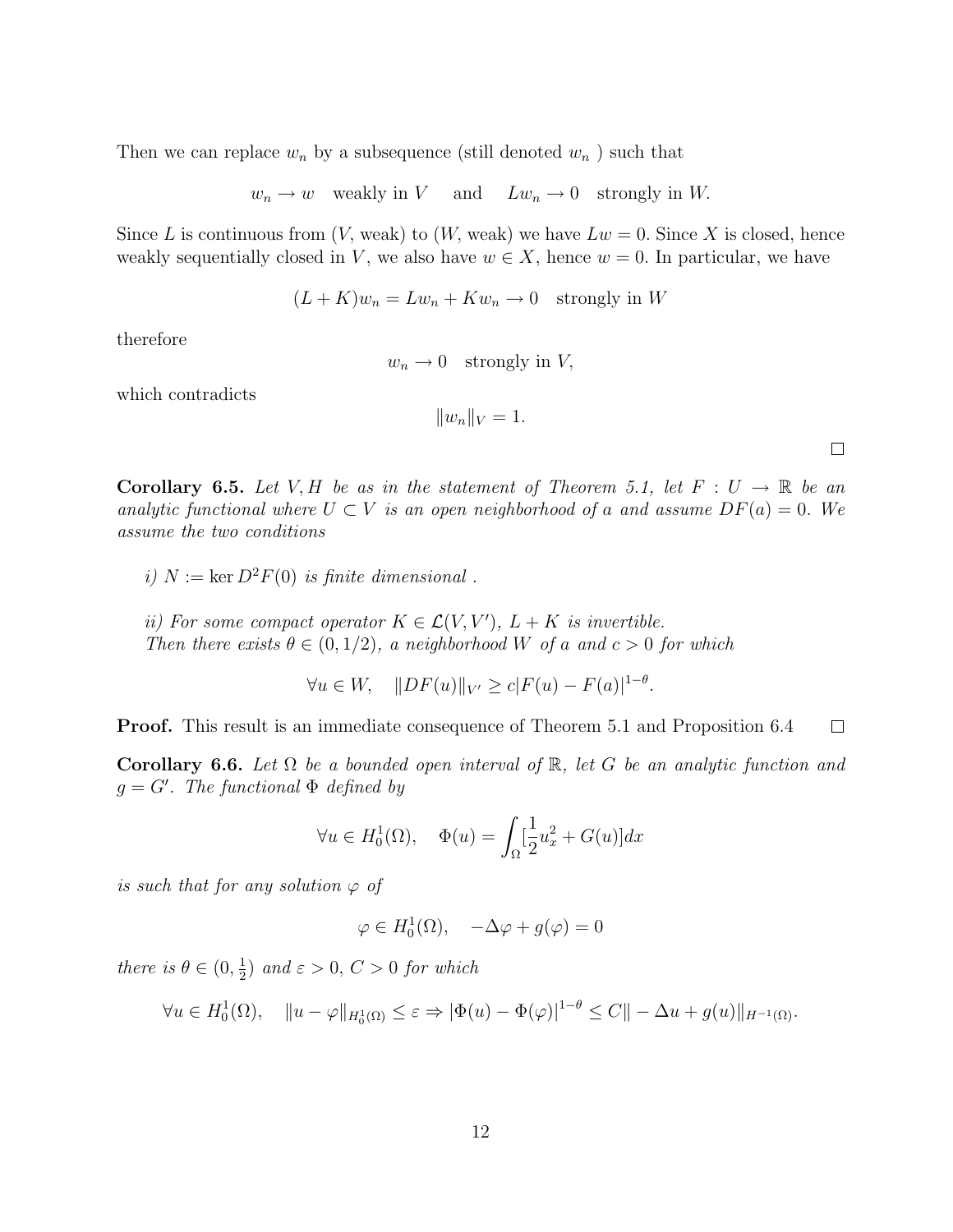Then we can replace $w_n$ by a subsequence (still denoted $w_n$ ) such that

$$w_n \to w \quad \text{weakly in } V \quad \text{ and } \quad Lw_n \to 0 \quad \text{strongly in } W.$$

Since $L$ is continuous from ($V$, weak) to ($W$, weak) we have $Lw = 0$. Since $X$ is closed, hence weakly sequentially closed in $V$, we also have $w \in X$, hence $w = 0$. In particular, we have

$$(L + K)w_n = Lw_n + Kw_n \to 0 \quad \text{strongly in } W$$

therefore

$$w_n \to 0 \quad \text{strongly in } V,$$

which contradicts

$$\|w_n\|_V = 1.$$

□

**Corollary 6.5.** *Let $V, H$ be as in the statement of Theorem 5.1, let $F : U \to \mathbb{R}$ be an analytic functional where $U \subset V$ is an open neighborhood of $a$ and assume $DF(a) = 0$. We assume the two conditions*

*i) $N := \ker D^2F(0)$ is finite dimensional .*

*ii) For some compact operator $K \in \mathcal{L}(V, V')$, $L + K$ is invertible.*
*Then there exists $\theta \in (0, 1/2)$, a neighborhood $W$ of $a$ and $c > 0$ for which*

$$\forall u \in W, \quad \|DF(u)\|_{V'} \geq c|F(u) - F(a)|^{1-\theta}.$$

**Proof.** This result is an immediate consequence of Theorem 5.1 and Proposition 6.4 □

**Corollary 6.6.** *Let $\Omega$ be a bounded open interval of $\mathbb{R}$, let $G$ be an analytic function and $g = G'$. The functional $\Phi$ defined by*

$$\forall u \in H_0^1(\Omega), \quad \Phi(u) = \int_\Omega [\frac{1}{2}u_x^2 + G(u)]dx$$

*is such that for any solution $\varphi$ of*

$$\varphi \in H_0^1(\Omega), \quad -\Delta\varphi + g(\varphi) = 0$$

*there is $\theta \in (0, \frac{1}{2})$ and $\varepsilon > 0$, $C > 0$ for which*

$$\forall u \in H_0^1(\Omega), \quad \|u - \varphi\|_{H_0^1(\Omega)} \leq \varepsilon \Rightarrow |\Phi(u) - \Phi(\varphi)|^{1-\theta} \leq C\| - \Delta u + g(u)\|_{H^{-1}(\Omega)}.$$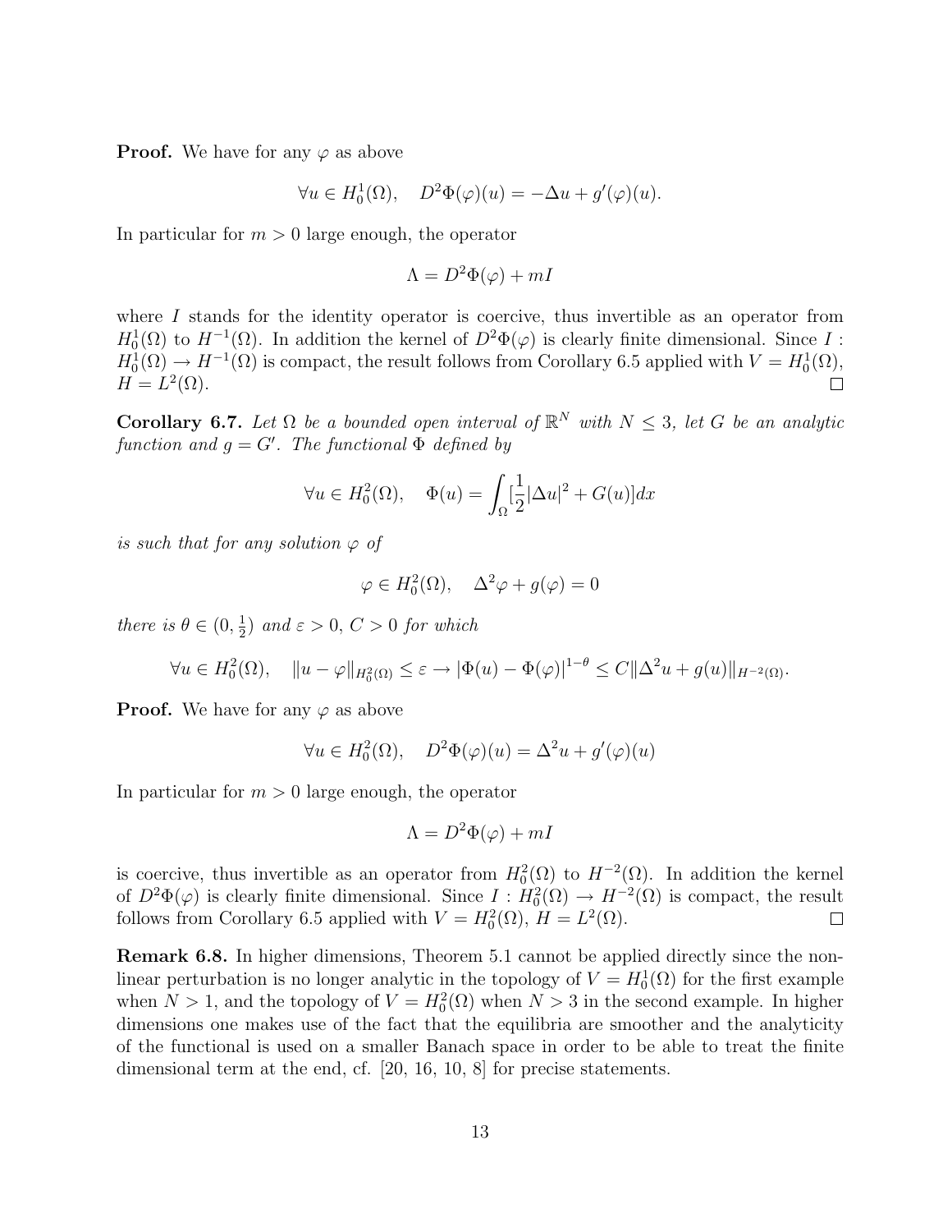**Proof.** We have for any $\varphi$ as above

$$\forall u \in H_0^1(\Omega), \quad D^2\Phi(\varphi)(u) = -\Delta u + g'(\varphi)(u).$$

In particular for $m > 0$ large enough, the operator

$$\Lambda = D^2\Phi(\varphi) + mI$$

where $I$ stands for the identity operator is coercive, thus invertible as an operator from $H_0^1(\Omega)$ to $H^{-1}(\Omega)$. In addition the kernel of $D^2\Phi(\varphi)$ is clearly finite dimensional. Since $I : H_0^1(\Omega) \to H^{-1}(\Omega)$ is compact, the result follows from Corollary 6.5 applied with $V = H_0^1(\Omega)$, $H = L^2(\Omega)$. $\square$

**Corollary 6.7.** *Let $\Omega$ be a bounded open interval of $\mathbb{R}^N$ with $N \leq 3$, let $G$ be an analytic function and $g = G'$. The functional $\Phi$ defined by*

$$\forall u \in H_0^2(\Omega), \quad \Phi(u) = \int_\Omega [\frac{1}{2}|\Delta u|^2 + G(u)]dx$$

*is such that for any solution $\varphi$ of*

$$\varphi \in H_0^2(\Omega), \quad \Delta^2\varphi + g(\varphi) = 0$$

*there is $\theta \in (0, \frac{1}{2})$ and $\varepsilon > 0$, $C > 0$ for which*

$$\forall u \in H_0^2(\Omega), \quad \|u - \varphi\|_{H_0^2(\Omega)} \leq \varepsilon \to |\Phi(u) - \Phi(\varphi)|^{1-\theta} \leq C\|\Delta^2 u + g(u)\|_{H^{-2}(\Omega)}.$$

**Proof.** We have for any $\varphi$ as above

$$\forall u \in H_0^2(\Omega), \quad D^2\Phi(\varphi)(u) = \Delta^2 u + g'(\varphi)(u)$$

In particular for $m > 0$ large enough, the operator

$$\Lambda = D^2\Phi(\varphi) + mI$$

is coercive, thus invertible as an operator from $H_0^2(\Omega)$ to $H^{-2}(\Omega)$. In addition the kernel of $D^2\Phi(\varphi)$ is clearly finite dimensional. Since $I : H_0^2(\Omega) \to H^{-2}(\Omega)$ is compact, the result follows from Corollary 6.5 applied with $V = H_0^2(\Omega)$, $H = L^2(\Omega)$. $\square$

**Remark 6.8.** In higher dimensions, Theorem 5.1 cannot be applied directly since the nonlinear perturbation is no longer analytic in the topology of $V = H_0^1(\Omega)$ for the first example when $N > 1$, and the topology of $V = H_0^2(\Omega)$ when $N > 3$ in the second example. In higher dimensions one makes use of the fact that the equilibria are smoother and the analyticity of the functional is used on a smaller Banach space in order to be able to treat the finite dimensional term at the end, cf. [20, 16, 10, 8] for precise statements.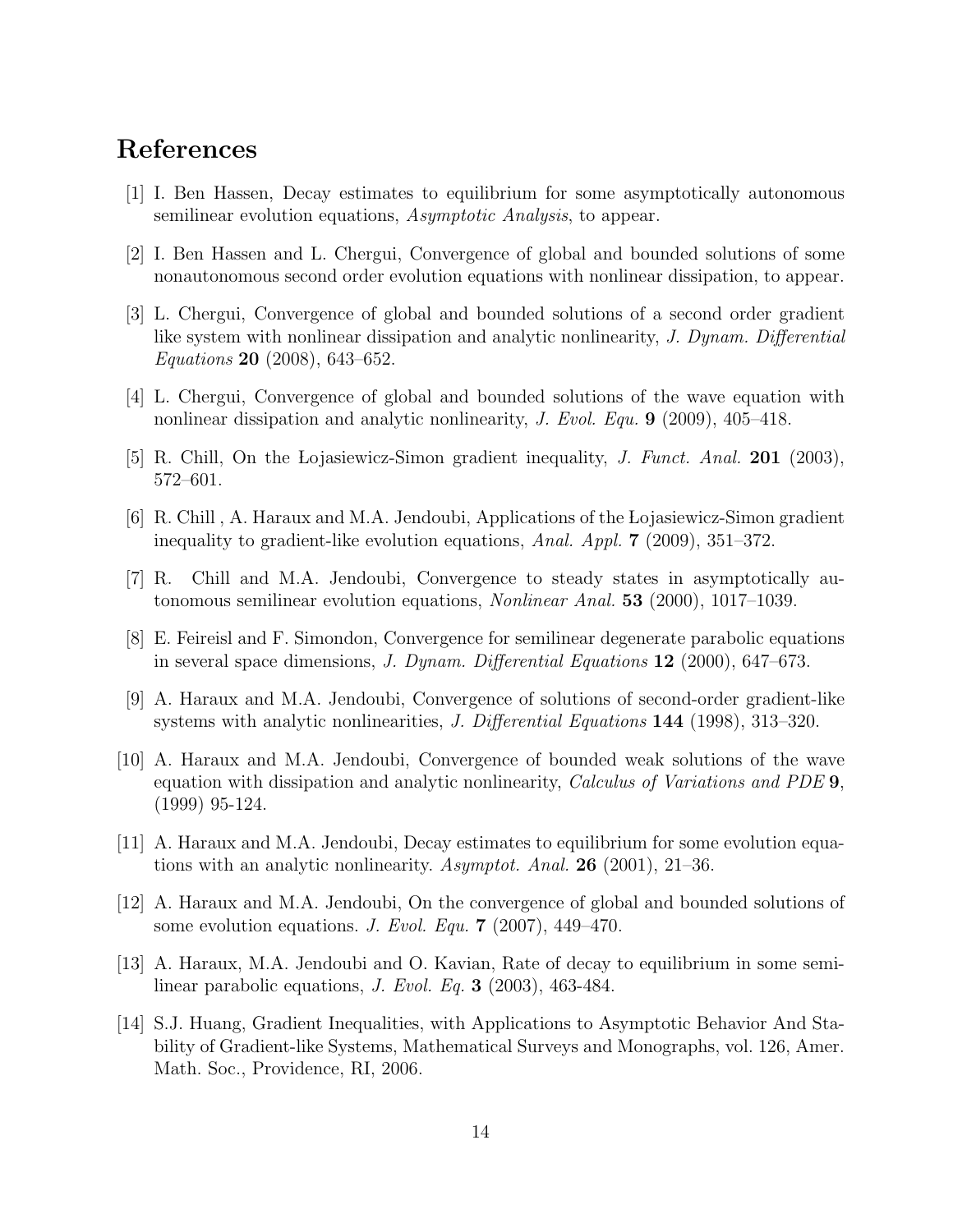## References

[1] I. Ben Hassen, Decay estimates to equilibrium for some asymptotically autonomous semilinear evolution equations, *Asymptotic Analysis*, to appear.

[2] I. Ben Hassen and L. Chergui, Convergence of global and bounded solutions of some nonautonomous second order evolution equations with nonlinear dissipation, to appear.

[3] L. Chergui, Convergence of global and bounded solutions of a second order gradient like system with nonlinear dissipation and analytic nonlinearity, *J. Dynam. Differential Equations* **20** (2008), 643–652.

[4] L. Chergui, Convergence of global and bounded solutions of the wave equation with nonlinear dissipation and analytic nonlinearity, *J. Evol. Equ.* **9** (2009), 405–418.

[5] R. Chill, On the Łojasiewicz-Simon gradient inequality, *J. Funct. Anal.* **201** (2003), 572–601.

[6] R. Chill , A. Haraux and M.A. Jendoubi, Applications of the Łojasiewicz-Simon gradient inequality to gradient-like evolution equations, *Anal. Appl.* **7** (2009), 351–372.

[7] R. Chill and M.A. Jendoubi, Convergence to steady states in asymptotically autonomous semilinear evolution equations, *Nonlinear Anal.* **53** (2000), 1017–1039.

[8] E. Feireisl and F. Simondon, Convergence for semilinear degenerate parabolic equations in several space dimensions, *J. Dynam. Differential Equations* **12** (2000), 647–673.

[9] A. Haraux and M.A. Jendoubi, Convergence of solutions of second-order gradient-like systems with analytic nonlinearities, *J. Differential Equations* **144** (1998), 313–320.

[10] A. Haraux and M.A. Jendoubi, Convergence of bounded weak solutions of the wave equation with dissipation and analytic nonlinearity, *Calculus of Variations and PDE* **9**, (1999) 95-124.

[11] A. Haraux and M.A. Jendoubi, Decay estimates to equilibrium for some evolution equations with an analytic nonlinearity. *Asymptot. Anal.* **26** (2001), 21–36.

[12] A. Haraux and M.A. Jendoubi, On the convergence of global and bounded solutions of some evolution equations. *J. Evol. Equ.* **7** (2007), 449–470.

[13] A. Haraux, M.A. Jendoubi and O. Kavian, Rate of decay to equilibrium in some semilinear parabolic equations, *J. Evol. Eq.* **3** (2003), 463-484.

[14] S.J. Huang, Gradient Inequalities, with Applications to Asymptotic Behavior And Stability of Gradient-like Systems, Mathematical Surveys and Monographs, vol. 126, Amer. Math. Soc., Providence, RI, 2006.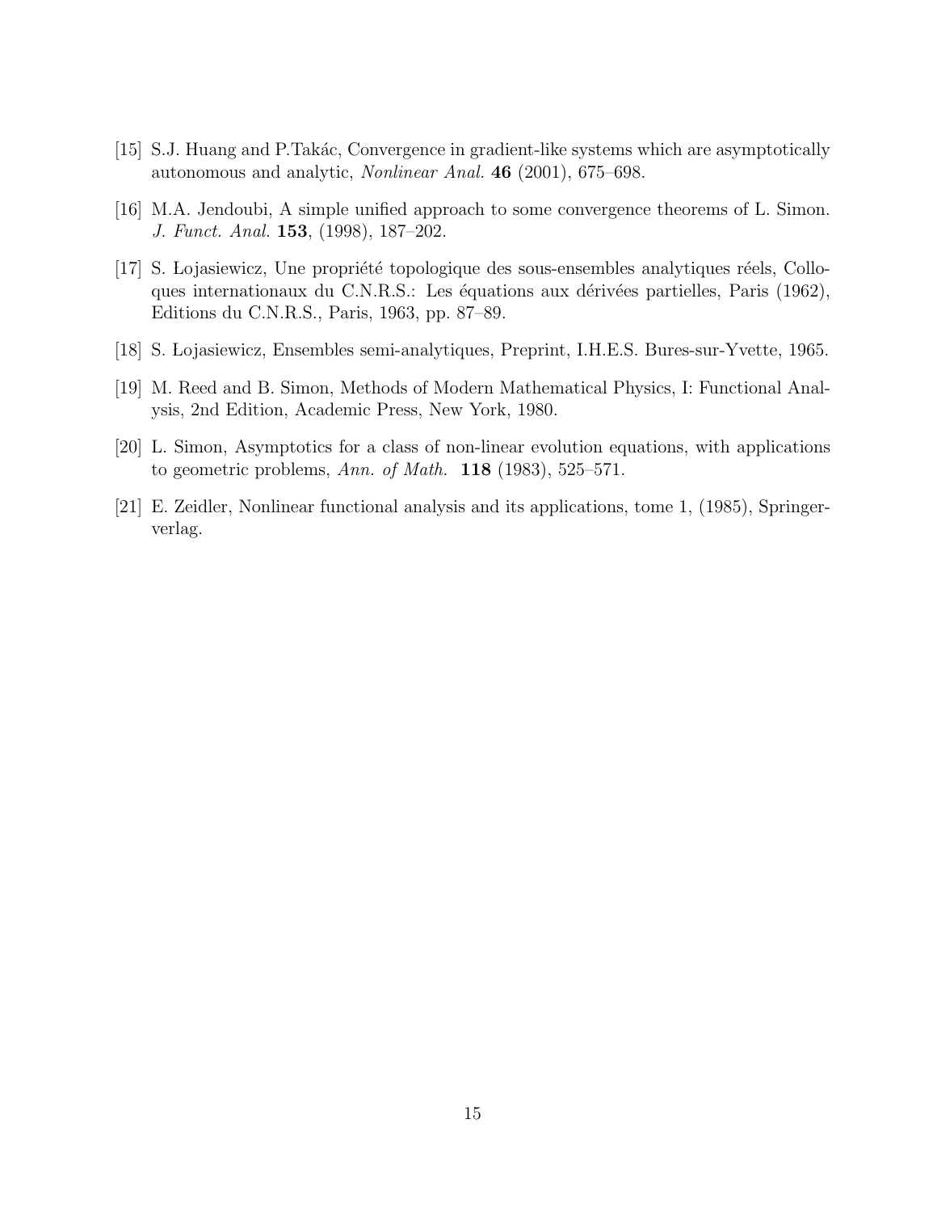[15] S.J. Huang and P.Takác, Convergence in gradient-like systems which are asymptotically autonomous and analytic, *Nonlinear Anal.* **46** (2001), 675–698.

[16] M.A. Jendoubi, A simple unified approach to some convergence theorems of L. Simon. *J. Funct. Anal.* **153**, (1998), 187–202.

[17] S. Łojasiewicz, Une propriété topologique des sous-ensembles analytiques réels, Colloques internationaux du C.N.R.S.: Les équations aux dérivées partielles, Paris (1962), Editions du C.N.R.S., Paris, 1963, pp. 87–89.

[18] S. Łojasiewicz, Ensembles semi-analytiques, Preprint, I.H.E.S. Bures-sur-Yvette, 1965.

[19] M. Reed and B. Simon, Methods of Modern Mathematical Physics, I: Functional Analysis, 2nd Edition, Academic Press, New York, 1980.

[20] L. Simon, Asymptotics for a class of non-linear evolution equations, with applications to geometric problems, *Ann. of Math.* **118** (1983), 525–571.

[21] E. Zeidler, Nonlinear functional analysis and its applications, tome 1, (1985), Springer-verlag.